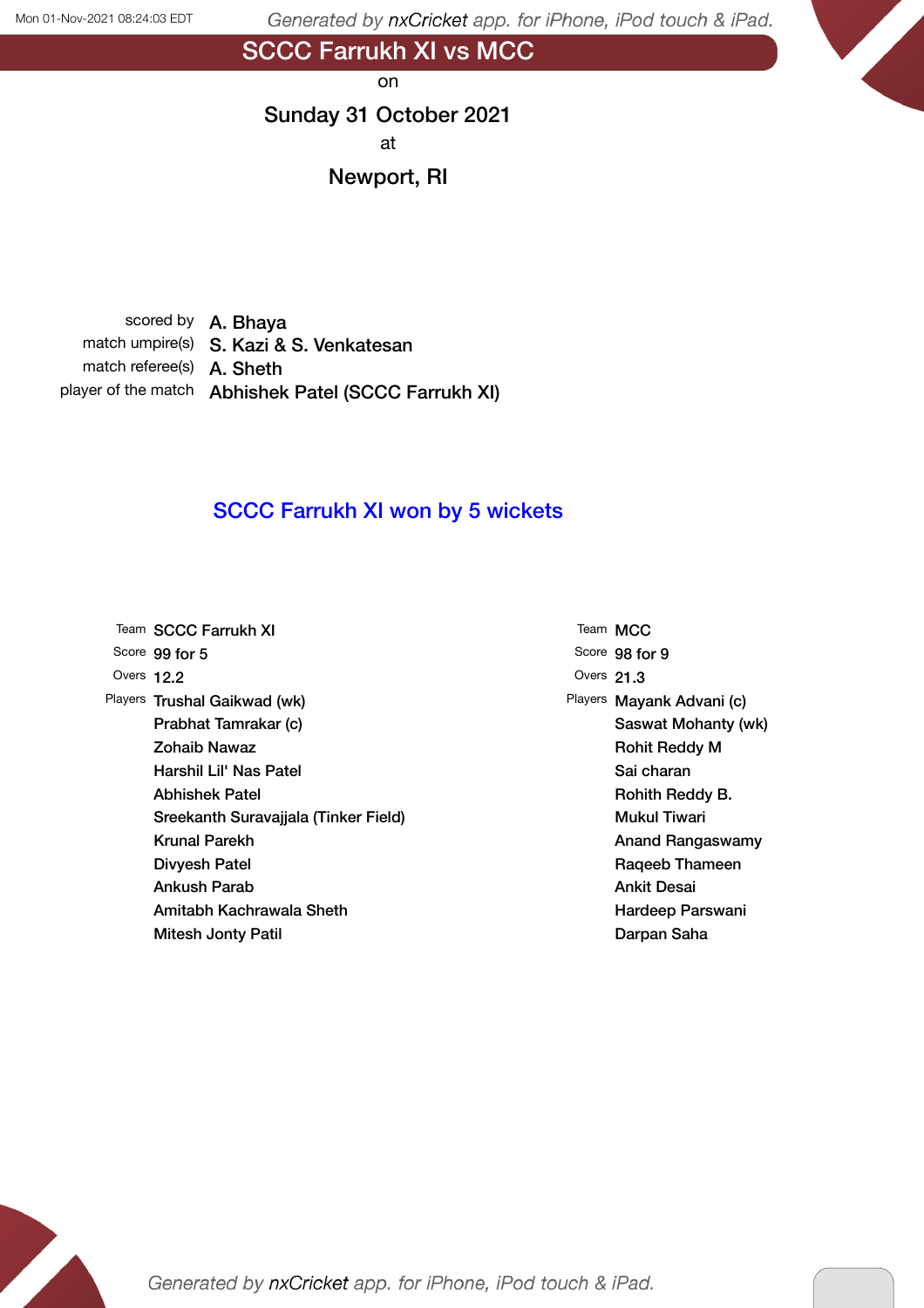# SCCC Farrukh XI vs MCC

on

## Sunday 31 October 2021

at

## Newport, RI

| | |
|---|---|
| scored by | A. Bhaya |
| match umpire(s) | S. Kazi & S. Venkatesan |
| match referee(s) | A. Sheth |
| player of the match | Abhishek Patel (SCCC Farrukh XI) |

## SCCC Farrukh XI won by 5 wickets

| | | | |
|---|---|---|---|
| Team | SCCC Farrukh XI | Team | MCC |
| Score | 99 for 5 | Score | 98 for 9 |
| Overs | 12.2 | Overs | 21.3 |
| Players | Trushal Gaikwad (wk) | Players | Mayank Advani (c) |
| | Prabhat Tamrakar (c) | | Saswat Mohanty (wk) |
| | Zohaib Nawaz | | Rohit Reddy M |
| | Harshil Lil' Nas Patel | | Sai charan |
| | Abhishek Patel | | Rohith Reddy B. |
| | Sreekanth Suravajjala (Tinker Field) | | Mukul Tiwari |
| | Krunal Parekh | | Anand Rangaswamy |
| | Divyesh Patel | | Raqeeb Thameen |
| | Ankush Parab | | Ankit Desai |
| | Amitabh Kachrawala Sheth | | Hardeep Parswani |
| | Mitesh Jonty Patil | | Darpan Saha |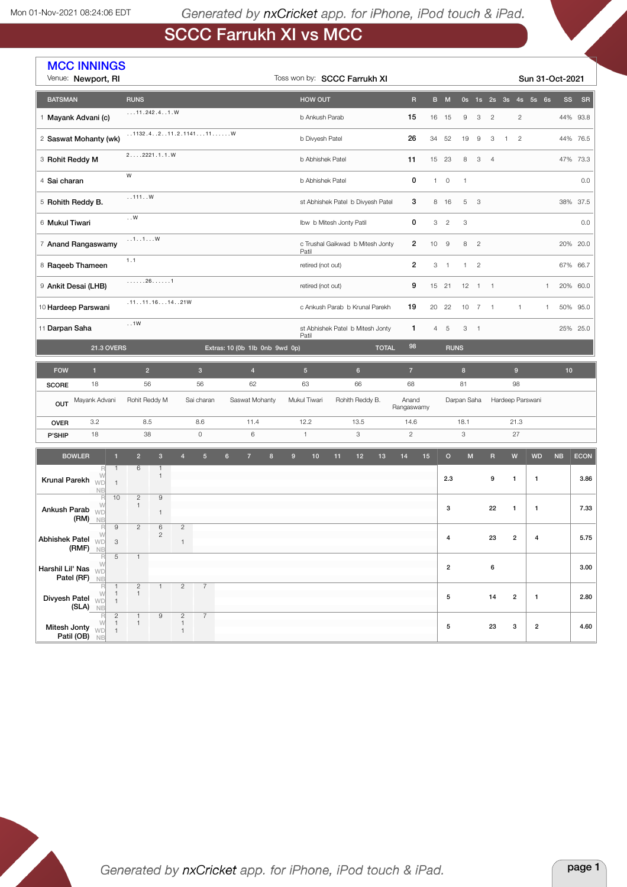# SCCC Farrukh XI vs MCC

## MCC INNINGS

Venue: **Newport, RI** | Toss won by: **SCCC Farrukh XI** | **Sun 31-Oct-2021**

| BATSMAN | RUNS | HOW OUT | R | B | M | 0s | 1s | 2s | 3s | 4s | 5s | 6s | SS | SR |
|---|---|---|---|---|---|---|---|---|---|---|---|---|---|---|
| 1 Mayank Advani (c) | ...11.242.4..1.W | b Ankush Parab | 15 | 16 | 15 | 9 | 3 | 2 | | 2 | | | 44% | 93.8 |
| 2 Saswat Mohanty (wk) | ..1132.4..2..11.2.1141...11......W | b Divyesh Patel | 26 | 34 | 52 | 19 | 9 | 3 | 1 | 2 | | | 44% | 76.5 |
| 3 Rohit Reddy M | 2....2221.1.1.W | b Abhishek Patel | 11 | 15 | 23 | 8 | 3 | 4 | | | | | 47% | 73.3 |
| 4 Sai charan | W | b Abhishek Patel | 0 | 1 | 0 | 1 | | | | | | | | 0.0 |
| 5 Rohith Reddy B. | ..111..W | st Abhishek Patel b Divyesh Patel | 3 | 8 | 16 | 5 | 3 | | | | | | 38% | 37.5 |
| 6 Mukul Tiwari | ..W | lbw b Mitesh Jonty Patil | 0 | 3 | 2 | 3 | | | | | | | | 0.0 |
| 7 Anand Rangaswamy | ..1..1...W | c Trushal Gaikwad b Mitesh Jonty Patil | 2 | 10 | 9 | 8 | 2 | | | | | | 20% | 20.0 |
| 8 Raqeeb Thameen | 1.1 | retired (not out) | 2 | 3 | 1 | 1 | 2 | | | | | | 67% | 66.7 |
| 9 Ankit Desai (LHB) | ......26......1 | retired (not out) | 9 | 15 | 21 | 12 | 1 | 1 | | | | 1 | 20% | 60.0 |
| 10 Hardeep Parswani | .11..11.16...14..21W | c Ankush Parab b Krunal Parekh | 19 | 20 | 22 | 10 | 7 | 1 | | 1 | | 1 | 50% | 95.0 |
| 11 Darpan Saha | ..1W | st Abhishek Patel b Mitesh Jonty Patil | 1 | 4 | 5 | 3 | 1 | | | | | | 25% | 25.0 |
| 21.3 OVERS | | Extras: 10 (0b 1lb 0nb 9wd 0p) | TOTAL 98 RUNS | | | | | | | | | | | |

| FOW | 1 | 2 | 3 | 4 | 5 | 6 | 7 | 8 | 9 | 10 |
|---|---|---|---|---|---|---|---|---|---|---|
| SCORE | 18 | 56 | 56 | 62 | 63 | 66 | 68 | 81 | 98 | |
| OUT | Mayank Advani | Rohit Reddy M | Sai charan | Saswat Mohanty | Mukul Tiwari | Rohith Reddy B. | Anand Rangaswamy | Darpan Saha | Hardeep Parswani | |
| OVER | 3.2 | 8.5 | 8.6 | 11.4 | 12.2 | 13.5 | 14.6 | 18.1 | 21.3 | |
| P'SHIP | 18 | 38 | 0 | 6 | 1 | 3 | 2 | 3 | 27 | |

| BOWLER | | 1 | 2 | 3 | 4 | 5 | 6 | 7 | 8 | 9 | 10 | 11 | 12 | 13 | 14 | 15 | O | M | R | W | WD | NB | ECON |
|---|---|---|---|---|---|---|---|---|---|---|---|---|---|---|---|---|---|---|---|---|---|---|---|
| Krunal Parekh | R | 1 | 6 | 1 | | | | | | | | | | | | | 2.3 | | 9 | 1 | 1 | | 3.86 |
| | W | | | 1 | | | | | | | | | | | | | | | | | | | |
| | WD | 1 | | | | | | | | | | | | | | | | | | | | | |
| | NB | | | | | | | | | | | | | | | | | | | | | | |
| Ankush Parab (RM) | R | 10 | 2 | 9 | | | | | | | | | | | | | 3 | | 22 | 1 | 1 | | 7.33 |
| | W | | 1 | | | | | | | | | | | | | | | | | | | | |
| | WD | | | 1 | | | | | | | | | | | | | | | | | | | |
| | NB | | | | | | | | | | | | | | | | | | | | | | |
| Abhishek Patel (RMF) | R | 9 | 2 | 6 | 2 | | | | | | | | | | | | 4 | | 23 | 2 | 4 | | 5.75 |
| | W | | | 2 | | | | | | | | | | | | | | | | | | | |
| | WD | 3 | | | 1 | | | | | | | | | | | | | | | | | | |
| | NB | | | | | | | | | | | | | | | | | | | | | | |
| Harshil Lil' Nas Patel (RF) | R | 5 | 1 | | | | | | | | | | | | | | 2 | | 6 | | | | 3.00 |
| | W | | | | | | | | | | | | | | | | | | | | | | |
| | WD | | | | | | | | | | | | | | | | | | | | | | |
| | NB | | | | | | | | | | | | | | | | | | | | | | |
| Divyesh Patel (SLA) | R | 1 | 2 | 1 | 2 | 7 | | | | | | | | | | | 5 | | 14 | 2 | 1 | | 2.80 |
| | W | 1 | 1 | | | | | | | | | | | | | | | | | | | | |
| | WD | 1 | | | | | | | | | | | | | | | | | | | | | |
| | NB | | | | | | | | | | | | | | | | | | | | | | |
| Mitesh Jonty Patil (OB) | R | 2 | 1 | 9 | 2 | 7 | | | | | | | | | | | 5 | | 23 | 3 | 2 | | 4.60 |
| | W | 1 | 1 | | 1 | | | | | | | | | | | | | | | | | | |
| | WD | 1 | | | 1 | | | | | | | | | | | | | | | | | | |
| | NB | | | | | | | | | | | | | | | | | | | | | | |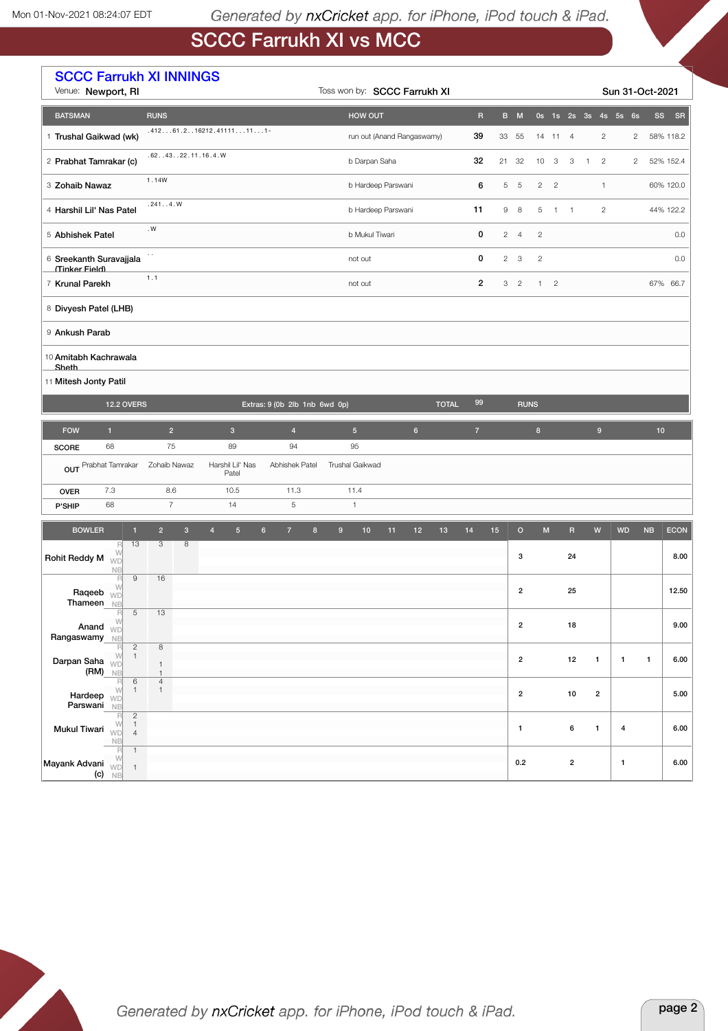# SCCC Farrukh XI vs MCC

## SCCC Farrukh XI INNINGS

Venue: **Newport, RI** Toss won by: **SCCC Farrukh XI** **Sun 31-Oct-2021**

| | BATSMAN | RUNS | HOW OUT | R | B | M | 0s | 1s | 2s | 3s | 4s | 5s | 6s | SS | SR |
|---|---|---|---|---|---|---|---|---|---|---|---|---|---|---|---|
| 1 | Trushal Gaikwad (wk) | .412...61.2..16212.41111...11...1- | run out (Anand Rangaswamy) | 39 | 33 | 55 | 14 | 11 | 4 | | 2 | | 2 | 58% | 118.2 |
| 2 | Prabhat Tamrakar (c) | .62..43..22.11.16.4.W | b Darpan Saha | 32 | 21 | 32 | 10 | 3 | 3 | 1 | 2 | | 2 | 52% | 152.4 |
| 3 | Zohaib Nawaz | 1.14W | b Hardeep Parswani | 6 | 5 | 5 | 2 | 2 | | | 1 | | | 60% | 120.0 |
| 4 | Harshil Lil' Nas Patel | .241..4.W | b Hardeep Parswani | 11 | 9 | 8 | 5 | 1 | 1 | | 2 | | | 44% | 122.2 |
| 5 | Abhishek Patel | .W | b Mukul Tiwari | 0 | 2 | 4 | 2 | | | | | | | | 0.0 |
| 6 | Sreekanth Suravajjala (Tinker Field) | .. | not out | 0 | 2 | 3 | 2 | | | | | | | | 0.0 |
| 7 | Krunal Parekh | 1.1 | not out | 2 | 3 | 2 | 1 | 2 | | | | | | 67% | 66.7 |
| 8 | Divyesh Patel (LHB) | | | | | | | | | | | | | | |
| 9 | Ankush Parab | | | | | | | | | | | | | | |
| 10 | Amitabh Kachrawala Sheth | | | | | | | | | | | | | | |
| 11 | Mitesh Jonty Patil | | | | | | | | | | | | | | |
| | 12.2 OVERS | Extras: 9 (0b 2lb 1nb 6wd 0p) | TOTAL | 99 | RUNS | | | | | | | | | | |

| FOW | 1 | 2 | 3 | 4 | 5 | 6 | 7 | 8 | 9 | 10 |
|---|---|---|---|---|---|---|---|---|---|---|
| SCORE | 68 | 75 | 89 | 94 | 95 | | | | | |
| OUT | Prabhat Tamrakar | Zohaib Nawaz | Harshil Lil' Nas Patel | Abhishek Patel | Trushal Gaikwad | | | | | |
| OVER | 7.3 | 8.6 | 10.5 | 11.3 | 11.4 | | | | | |
| P'SHIP | 68 | 7 | 14 | 5 | 1 | | | | | |

| BOWLER | | 1 | 2 | 3 | 4–15 | O | M | R | W | WD | NB | ECON |
|---|---|---|---|---|---|---|---|---|---|---|---|---|
| Rohit Reddy M | R | 13 | 3 | 8 | | 3 | | 24 | | | | 8.00 |
| | W | | | | | | | | | | | |
| | WD | | | | | | | | | | | |
| | NB | | | | | | | | | | | |
| Raqeeb Thameen | R | 9 | 16 | | | 2 | | 25 | | | | 12.50 |
| | W | | | | | | | | | | | |
| | WD | | | | | | | | | | | |
| | NB | | | | | | | | | | | |
| Anand Rangaswamy | R | 5 | 13 | | | 2 | | 18 | | | | 9.00 |
| | W | | | | | | | | | | | |
| | WD | | | | | | | | | | | |
| | NB | | | | | | | | | | | |
| Darpan Saha (RM) | R | 2 | 8 | | | 2 | | 12 | 1 | 1 | 1 | 6.00 |
| | W | 1 | | | | | | | | | | |
| | WD | | 1 | | | | | | | | | |
| | NB | | 1 | | | | | | | | | |
| Hardeep Parswani | R | 6 | 4 | | | 2 | | 10 | 2 | | | 5.00 |
| | W | 1 | 1 | | | | | | | | | |
| | WD | | | | | | | | | | | |
| | NB | | | | | | | | | | | |
| Mukul Tiwari | R | 2 | | | | 1 | | 6 | 1 | 4 | | 6.00 |
| | W | 1 | | | | | | | | | | |
| | WD | 4 | | | | | | | | | | |
| | NB | | | | | | | | | | | |
| Mayank Advani (c) | R | 1 | | | | 0.2 | | 2 | | 1 | | 6.00 |
| | W | | | | | | | | | | | |
| | WD | 1 | | | | | | | | | | |
| | NB | | | | | | | | | | | |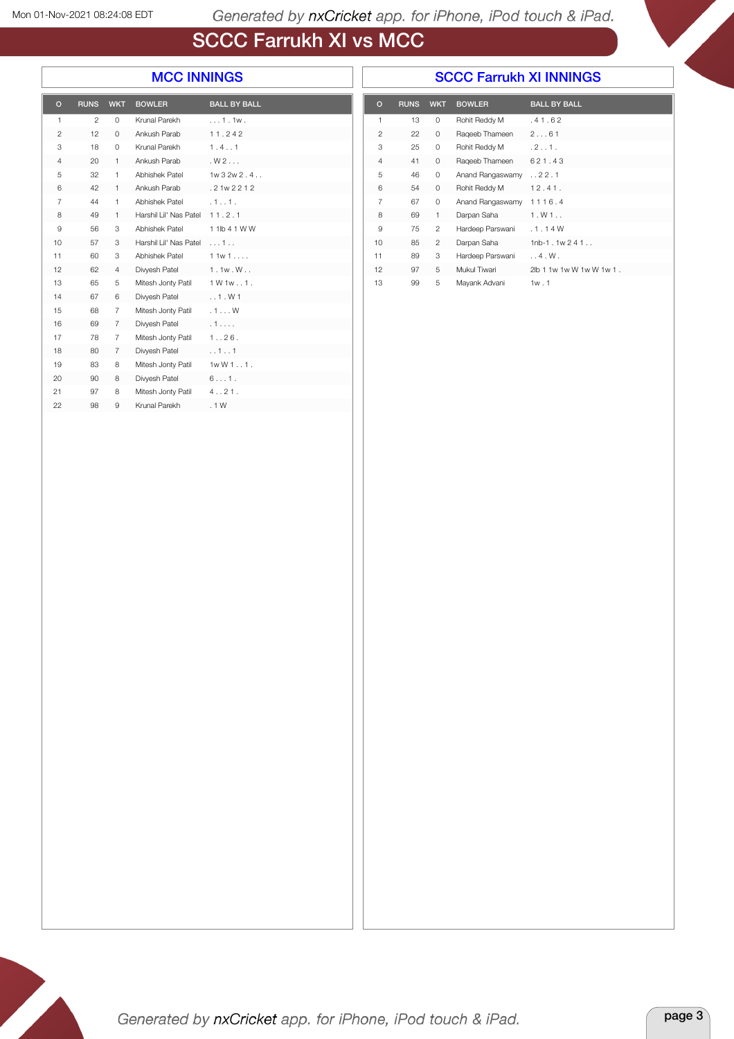# SCCC Farrukh XI vs MCC

## MCC INNINGS

| O | RUNS | WKT | BOWLER | BALL BY BALL |
|---|---|---|---|---|
| 1 | 2 | 0 | Krunal Parekh | . . . 1 . 1w . |
| 2 | 12 | 0 | Ankush Parab | 1 1 . 2 4 2 |
| 3 | 18 | 0 | Krunal Parekh | 1 . 4 . . 1 |
| 4 | 20 | 1 | Ankush Parab | . W 2 . . . |
| 5 | 32 | 1 | Abhishek Patel | 1w 3 2w 2 . 4 . . |
| 6 | 42 | 1 | Ankush Parab | . 2 1w 2 2 1 2 |
| 7 | 44 | 1 | Abhishek Patel | . 1 . . 1 . |
| 8 | 49 | 1 | Harshil Lil' Nas Patel | 1 1 . 2 . 1 |
| 9 | 56 | 3 | Abhishek Patel | 1 1lb 4 1 W W |
| 10 | 57 | 3 | Harshil Lil' Nas Patel | . . . 1 . . |
| 11 | 60 | 3 | Abhishek Patel | 1 1w 1 . . . . |
| 12 | 62 | 4 | Divyesh Patel | 1 . 1w . W . . |
| 13 | 65 | 5 | Mitesh Jonty Patil | 1 W 1w . . 1 . |
| 14 | 67 | 6 | Divyesh Patel | . . 1 . W 1 |
| 15 | 68 | 7 | Mitesh Jonty Patil | . 1 . . . W |
| 16 | 69 | 7 | Divyesh Patel | . 1 . . . . |
| 17 | 78 | 7 | Mitesh Jonty Patil | 1 . . 2 6 . |
| 18 | 80 | 7 | Divyesh Patel | . . 1 . . 1 |
| 19 | 83 | 8 | Mitesh Jonty Patil | 1w W 1 . . 1 . |
| 20 | 90 | 8 | Divyesh Patel | 6 . . . 1 . |
| 21 | 97 | 8 | Mitesh Jonty Patil | 4 . . 2 1 . |
| 22 | 98 | 9 | Krunal Parekh | . 1 W |

## SCCC Farrukh XI INNINGS

| O | RUNS | WKT | BOWLER | BALL BY BALL |
|---|---|---|---|---|
| 1 | 13 | 0 | Rohit Reddy M | . 4 1 . 6 2 |
| 2 | 22 | 0 | Raqeeb Thameen | 2 . . . 6 1 |
| 3 | 25 | 0 | Rohit Reddy M | . 2 . . 1 . |
| 4 | 41 | 0 | Raqeeb Thameen | 6 2 1 . 4 3 |
| 5 | 46 | 0 | Anand Rangaswamy | . . 2 2 . 1 |
| 6 | 54 | 0 | Rohit Reddy M | 1 2 . 4 1 . |
| 7 | 67 | 0 | Anand Rangaswamy | 1 1 1 6 . 4 |
| 8 | 69 | 1 | Darpan Saha | 1 . W 1 . . |
| 9 | 75 | 2 | Hardeep Parswani | . 1 . 1 4 W |
| 10 | 85 | 2 | Darpan Saha | 1nb-1 . 1w 2 4 1 . . |
| 11 | 89 | 3 | Hardeep Parswani | . . 4 . W . |
| 12 | 97 | 5 | Mukul Tiwari | 2lb 1 1w 1w W 1w W 1w 1 . |
| 13 | 99 | 5 | Mayank Advani | 1w . 1 |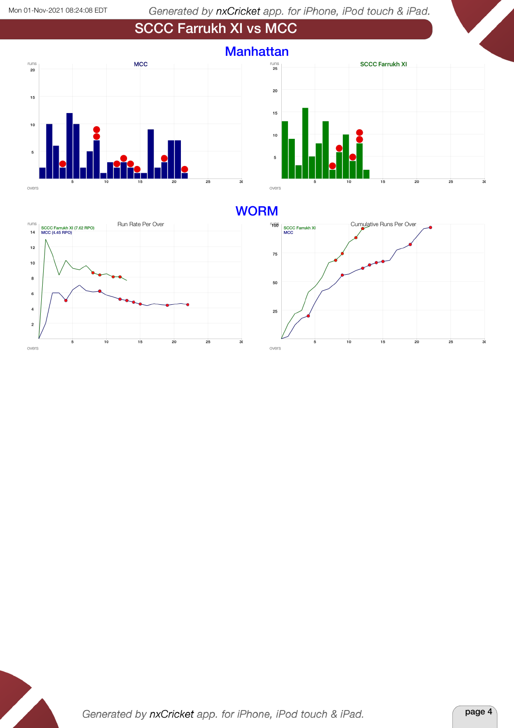# SCCC Farrukh XI vs MCC

## Manhattan

MCC

runs

20
15
10
5

overs

5 10 15 20 25 30

SCCC Farrukh XI

runs

25
20
15
10
5

overs

5 10 15 20 25 30

## WORM

Run Rate Per Over

runs

SCCC Farrukh XI (7.62 RPO)
MCC (4.45 RPO)

14
12
10
8
6
4
2

overs

5 10 15 20 25 30

Cumulative Runs Per Over

runs

SCCC Farrukh XI
MCC

100
75
50
25

overs

5 10 15 20 25 30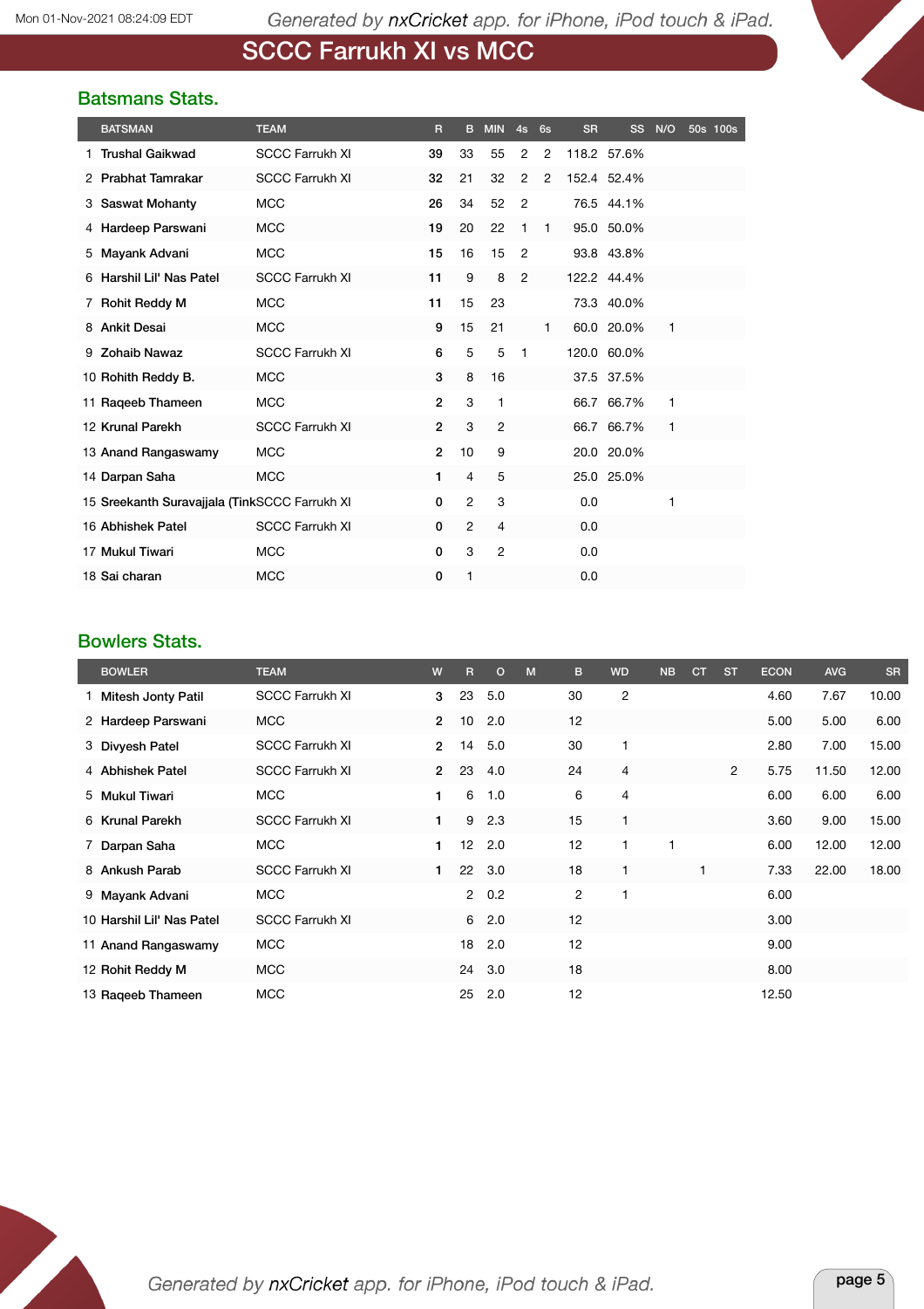# SCCC Farrukh XI vs MCC

## Batsmans Stats.

| | BATSMAN | TEAM | R | B | MIN | 4s | 6s | SR | SS | N/O | 50s | 100s |
|---|---|---|---|---|---|---|---|---|---|---|---|---|
| 1 | Trushal Gaikwad | SCCC Farrukh XI | 39 | 33 | 55 | 2 | 2 | 118.2 | 57.6% | | | |
| 2 | Prabhat Tamrakar | SCCC Farrukh XI | 32 | 21 | 32 | 2 | 2 | 152.4 | 52.4% | | | |
| 3 | Saswat Mohanty | MCC | 26 | 34 | 52 | 2 | | 76.5 | 44.1% | | | |
| 4 | Hardeep Parswani | MCC | 19 | 20 | 22 | 1 | 1 | 95.0 | 50.0% | | | |
| 5 | Mayank Advani | MCC | 15 | 16 | 15 | 2 | | 93.8 | 43.8% | | | |
| 6 | Harshil Lil' Nas Patel | SCCC Farrukh XI | 11 | 9 | 8 | 2 | | 122.2 | 44.4% | | | |
| 7 | Rohit Reddy M | MCC | 11 | 15 | 23 | | | 73.3 | 40.0% | | | |
| 8 | Ankit Desai | MCC | 9 | 15 | 21 | | 1 | 60.0 | 20.0% | 1 | | |
| 9 | Zohaib Nawaz | SCCC Farrukh XI | 6 | 5 | 5 | 1 | | 120.0 | 60.0% | | | |
| 10 | Rohith Reddy B. | MCC | 3 | 8 | 16 | | | 37.5 | 37.5% | | | |
| 11 | Raqeeb Thameen | MCC | 2 | 3 | 1 | | | 66.7 | 66.7% | 1 | | |
| 12 | Krunal Parekh | SCCC Farrukh XI | 2 | 3 | 2 | | | 66.7 | 66.7% | 1 | | |
| 13 | Anand Rangaswamy | MCC | 2 | 10 | 9 | | | 20.0 | 20.0% | | | |
| 14 | Darpan Saha | MCC | 1 | 4 | 5 | | | 25.0 | 25.0% | | | |
| 15 | Sreekanth Suravajjala (Tink | SCCC Farrukh XI | 0 | 2 | 3 | | | 0.0 | | 1 | | |
| 16 | Abhishek Patel | SCCC Farrukh XI | 0 | 2 | 4 | | | 0.0 | | | | |
| 17 | Mukul Tiwari | MCC | 0 | 3 | 2 | | | 0.0 | | | | |
| 18 | Sai charan | MCC | 0 | 1 | | | | 0.0 | | | | |

## Bowlers Stats.

| | BOWLER | TEAM | W | R | O | M | B | WD | NB | CT | ST | ECON | AVG | SR |
|---|---|---|---|---|---|---|---|---|---|---|---|---|---|---|
| 1 | Mitesh Jonty Patil | SCCC Farrukh XI | 3 | 23 | 5.0 | | 30 | 2 | | | | 4.60 | 7.67 | 10.00 |
| 2 | Hardeep Parswani | MCC | 2 | 10 | 2.0 | | 12 | | | | | 5.00 | 5.00 | 6.00 |
| 3 | Divyesh Patel | SCCC Farrukh XI | 2 | 14 | 5.0 | | 30 | 1 | | | | 2.80 | 7.00 | 15.00 |
| 4 | Abhishek Patel | SCCC Farrukh XI | 2 | 23 | 4.0 | | 24 | 4 | | | 2 | 5.75 | 11.50 | 12.00 |
| 5 | Mukul Tiwari | MCC | 1 | 6 | 1.0 | | 6 | 4 | | | | 6.00 | 6.00 | 6.00 |
| 6 | Krunal Parekh | SCCC Farrukh XI | 1 | 9 | 2.3 | | 15 | 1 | | | | 3.60 | 9.00 | 15.00 |
| 7 | Darpan Saha | MCC | 1 | 12 | 2.0 | | 12 | 1 | 1 | | | 6.00 | 12.00 | 12.00 |
| 8 | Ankush Parab | SCCC Farrukh XI | 1 | 22 | 3.0 | | 18 | 1 | | 1 | | 7.33 | 22.00 | 18.00 |
| 9 | Mayank Advani | MCC | | 2 | 0.2 | | 2 | 1 | | | | 6.00 | | |
| 10 | Harshil Lil' Nas Patel | SCCC Farrukh XI | | 6 | 2.0 | | 12 | | | | | 3.00 | | |
| 11 | Anand Rangaswamy | MCC | | 18 | 2.0 | | 12 | | | | | 9.00 | | |
| 12 | Rohit Reddy M | MCC | | 24 | 3.0 | | 18 | | | | | 8.00 | | |
| 13 | Raqeeb Thameen | MCC | | 25 | 2.0 | | 12 | | | | | 12.50 | | |